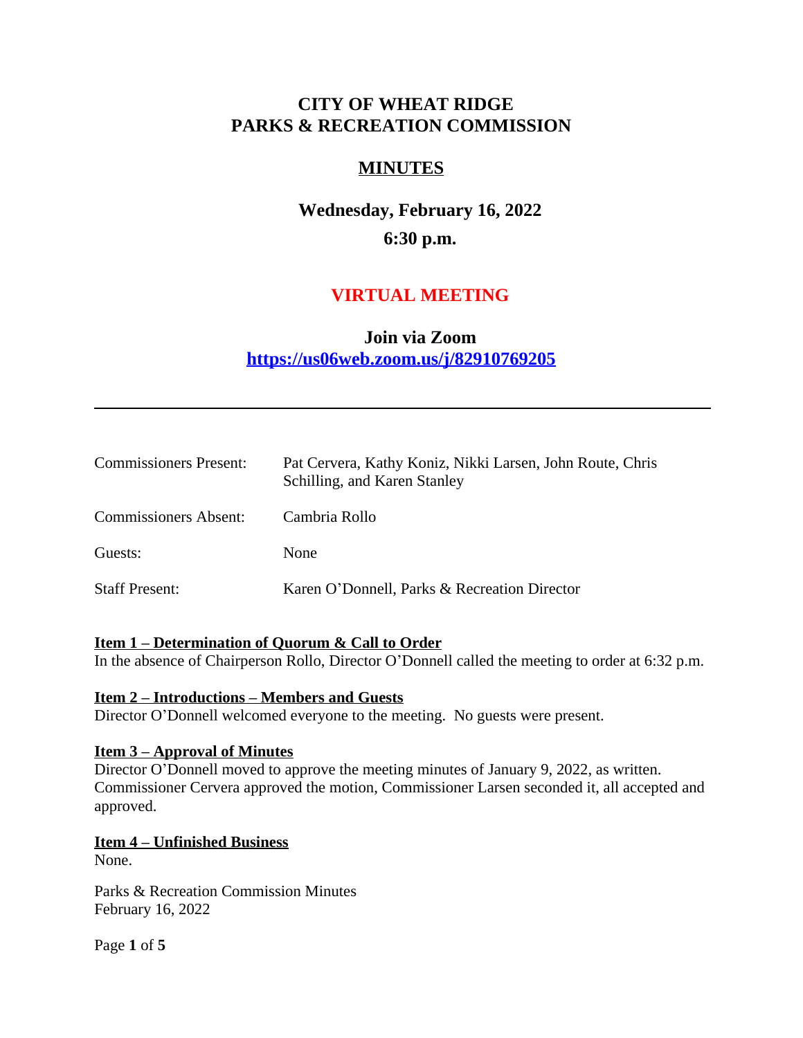# CITY OF WHEAT RIDGE
# PARKS & RECREATION COMMISSION

## MINUTES

### Wednesday, February 16, 2022
### 6:30 p.m.

### VIRTUAL MEETING

**Join via Zoom**
**https://us06web.zoom.us/j/82910769205**

---

| | |
|---|---|
| Commissioners Present: | Pat Cervera, Kathy Koniz, Nikki Larsen, John Route, Chris Schilling, and Karen Stanley |
| Commissioners Absent: | Cambria Rollo |
| Guests: | None |
| Staff Present: | Karen O'Donnell, Parks & Recreation Director |

**Item 1 – Determination of Quorum & Call to Order**
In the absence of Chairperson Rollo, Director O'Donnell called the meeting to order at 6:32 p.m.

**Item 2 – Introductions – Members and Guests**
Director O'Donnell welcomed everyone to the meeting. No guests were present.

**Item 3 – Approval of Minutes**
Director O'Donnell moved to approve the meeting minutes of January 9, 2022, as written. Commissioner Cervera approved the motion, Commissioner Larsen seconded it, all accepted and approved.

**Item 4 – Unfinished Business**
None.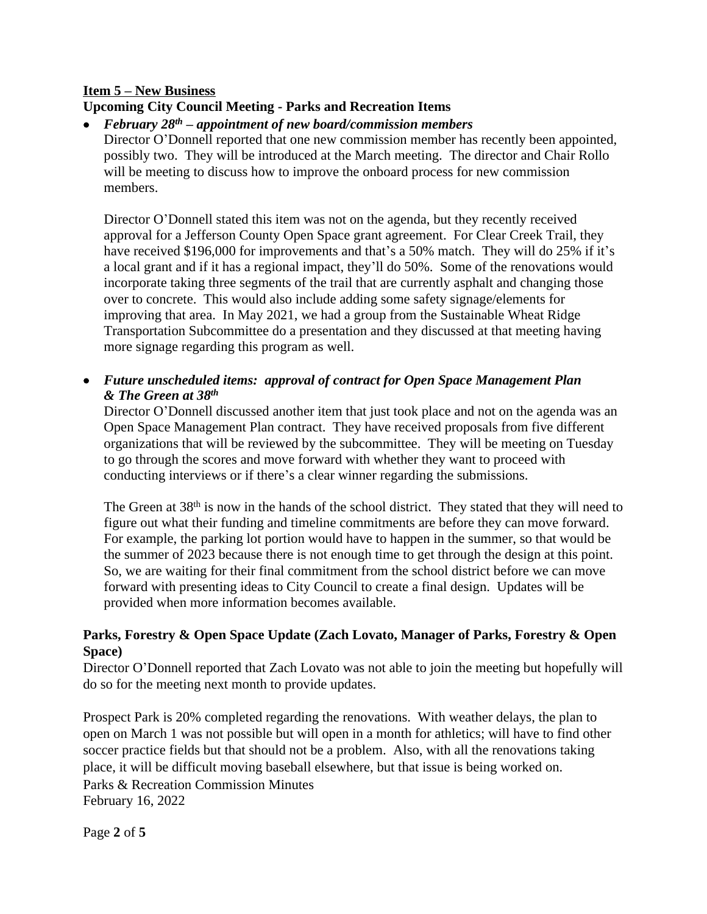**Item 5 – New Business**

**Upcoming City Council Meeting - Parks and Recreation Items**

- ***February 28th – appointment of new board/commission members***

  Director O'Donnell reported that one new commission member has recently been appointed, possibly two. They will be introduced at the March meeting. The director and Chair Rollo will be meeting to discuss how to improve the onboard process for new commission members.

  Director O'Donnell stated this item was not on the agenda, but they recently received approval for a Jefferson County Open Space grant agreement. For Clear Creek Trail, they have received $196,000 for improvements and that's a 50% match. They will do 25% if it's a local grant and if it has a regional impact, they'll do 50%. Some of the renovations would incorporate taking three segments of the trail that are currently asphalt and changing those over to concrete. This would also include adding some safety signage/elements for improving that area. In May 2021, we had a group from the Sustainable Wheat Ridge Transportation Subcommittee do a presentation and they discussed at that meeting having more signage regarding this program as well.

- ***Future unscheduled items: approval of contract for Open Space Management Plan & The Green at 38th***

  Director O'Donnell discussed another item that just took place and not on the agenda was an Open Space Management Plan contract. They have received proposals from five different organizations that will be reviewed by the subcommittee. They will be meeting on Tuesday to go through the scores and move forward with whether they want to proceed with conducting interviews or if there's a clear winner regarding the submissions.

  The Green at 38th is now in the hands of the school district. They stated that they will need to figure out what their funding and timeline commitments are before they can move forward. For example, the parking lot portion would have to happen in the summer, so that would be the summer of 2023 because there is not enough time to get through the design at this point. So, we are waiting for their final commitment from the school district before we can move forward with presenting ideas to City Council to create a final design. Updates will be provided when more information becomes available.

**Parks, Forestry & Open Space Update (Zach Lovato, Manager of Parks, Forestry & Open Space)**

Director O'Donnell reported that Zach Lovato was not able to join the meeting but hopefully will do so for the meeting next month to provide updates.

Prospect Park is 20% completed regarding the renovations. With weather delays, the plan to open on March 1 was not possible but will open in a month for athletics; will have to find other soccer practice fields but that should not be a problem. Also, with all the renovations taking place, it will be difficult moving baseball elsewhere, but that issue is being worked on.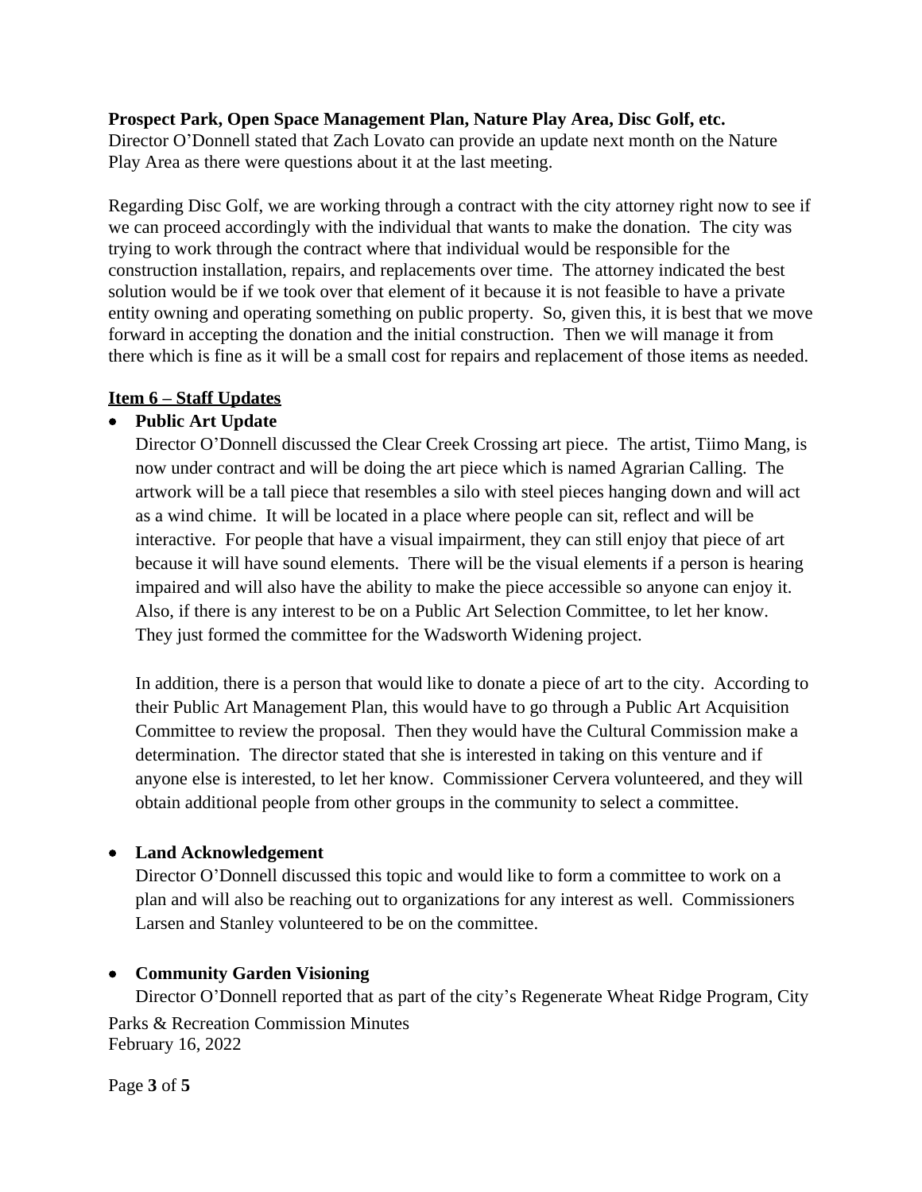**Prospect Park, Open Space Management Plan, Nature Play Area, Disc Golf, etc.**
Director O'Donnell stated that Zach Lovato can provide an update next month on the Nature Play Area as there were questions about it at the last meeting.

Regarding Disc Golf, we are working through a contract with the city attorney right now to see if we can proceed accordingly with the individual that wants to make the donation. The city was trying to work through the contract where that individual would be responsible for the construction installation, repairs, and replacements over time. The attorney indicated the best solution would be if we took over that element of it because it is not feasible to have a private entity owning and operating something on public property. So, given this, it is best that we move forward in accepting the donation and the initial construction. Then we will manage it from there which is fine as it will be a small cost for repairs and replacement of those items as needed.

**<u>Item 6 – Staff Updates</u>**

- **Public Art Update**
  Director O'Donnell discussed the Clear Creek Crossing art piece. The artist, Tiimo Mang, is now under contract and will be doing the art piece which is named Agrarian Calling. The artwork will be a tall piece that resembles a silo with steel pieces hanging down and will act as a wind chime. It will be located in a place where people can sit, reflect and will be interactive. For people that have a visual impairment, they can still enjoy that piece of art because it will have sound elements. There will be the visual elements if a person is hearing impaired and will also have the ability to make the piece accessible so anyone can enjoy it. Also, if there is any interest to be on a Public Art Selection Committee, to let her know. They just formed the committee for the Wadsworth Widening project.

  In addition, there is a person that would like to donate a piece of art to the city. According to their Public Art Management Plan, this would have to go through a Public Art Acquisition Committee to review the proposal. Then they would have the Cultural Commission make a determination. The director stated that she is interested in taking on this venture and if anyone else is interested, to let her know. Commissioner Cervera volunteered, and they will obtain additional people from other groups in the community to select a committee.

- **Land Acknowledgement**
  Director O'Donnell discussed this topic and would like to form a committee to work on a plan and will also be reaching out to organizations for any interest as well. Commissioners Larsen and Stanley volunteered to be on the committee.

- **Community Garden Visioning**
  Director O'Donnell reported that as part of the city's Regenerate Wheat Ridge Program, City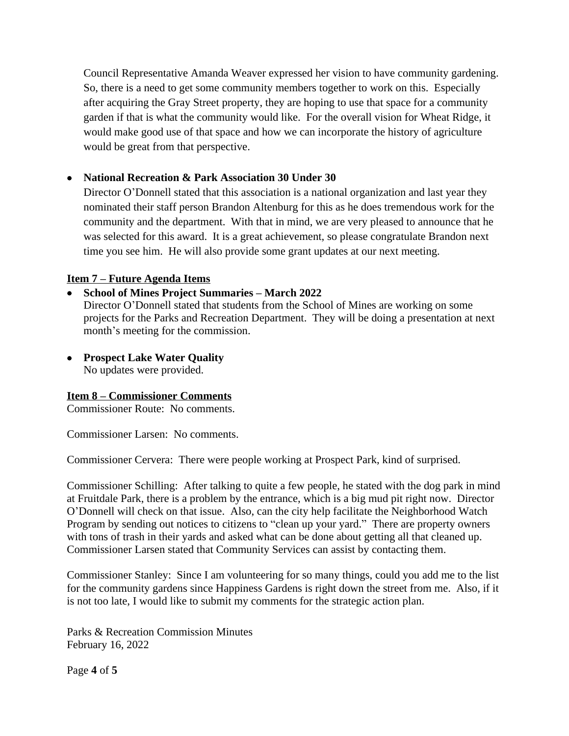Council Representative Amanda Weaver expressed her vision to have community gardening. So, there is a need to get some community members together to work on this. Especially after acquiring the Gray Street property, they are hoping to use that space for a community garden if that is what the community would like. For the overall vision for Wheat Ridge, it would make good use of that space and how we can incorporate the history of agriculture would be great from that perspective.

- **National Recreation & Park Association 30 Under 30**
  Director O'Donnell stated that this association is a national organization and last year they nominated their staff person Brandon Altenburg for this as he does tremendous work for the community and the department. With that in mind, we are very pleased to announce that he was selected for this award. It is a great achievement, so please congratulate Brandon next time you see him. He will also provide some grant updates at our next meeting.

**Item 7 – Future Agenda Items**

- **School of Mines Project Summaries – March 2022**
  Director O'Donnell stated that students from the School of Mines are working on some projects for the Parks and Recreation Department. They will be doing a presentation at next month's meeting for the commission.

- **Prospect Lake Water Quality**
  No updates were provided.

**Item 8 – Commissioner Comments**

Commissioner Route: No comments.

Commissioner Larsen: No comments.

Commissioner Cervera: There were people working at Prospect Park, kind of surprised.

Commissioner Schilling: After talking to quite a few people, he stated with the dog park in mind at Fruitdale Park, there is a problem by the entrance, which is a big mud pit right now. Director O'Donnell will check on that issue. Also, can the city help facilitate the Neighborhood Watch Program by sending out notices to citizens to "clean up your yard." There are property owners with tons of trash in their yards and asked what can be done about getting all that cleaned up. Commissioner Larsen stated that Community Services can assist by contacting them.

Commissioner Stanley: Since I am volunteering for so many things, could you add me to the list for the community gardens since Happiness Gardens is right down the street from me. Also, if it is not too late, I would like to submit my comments for the strategic action plan.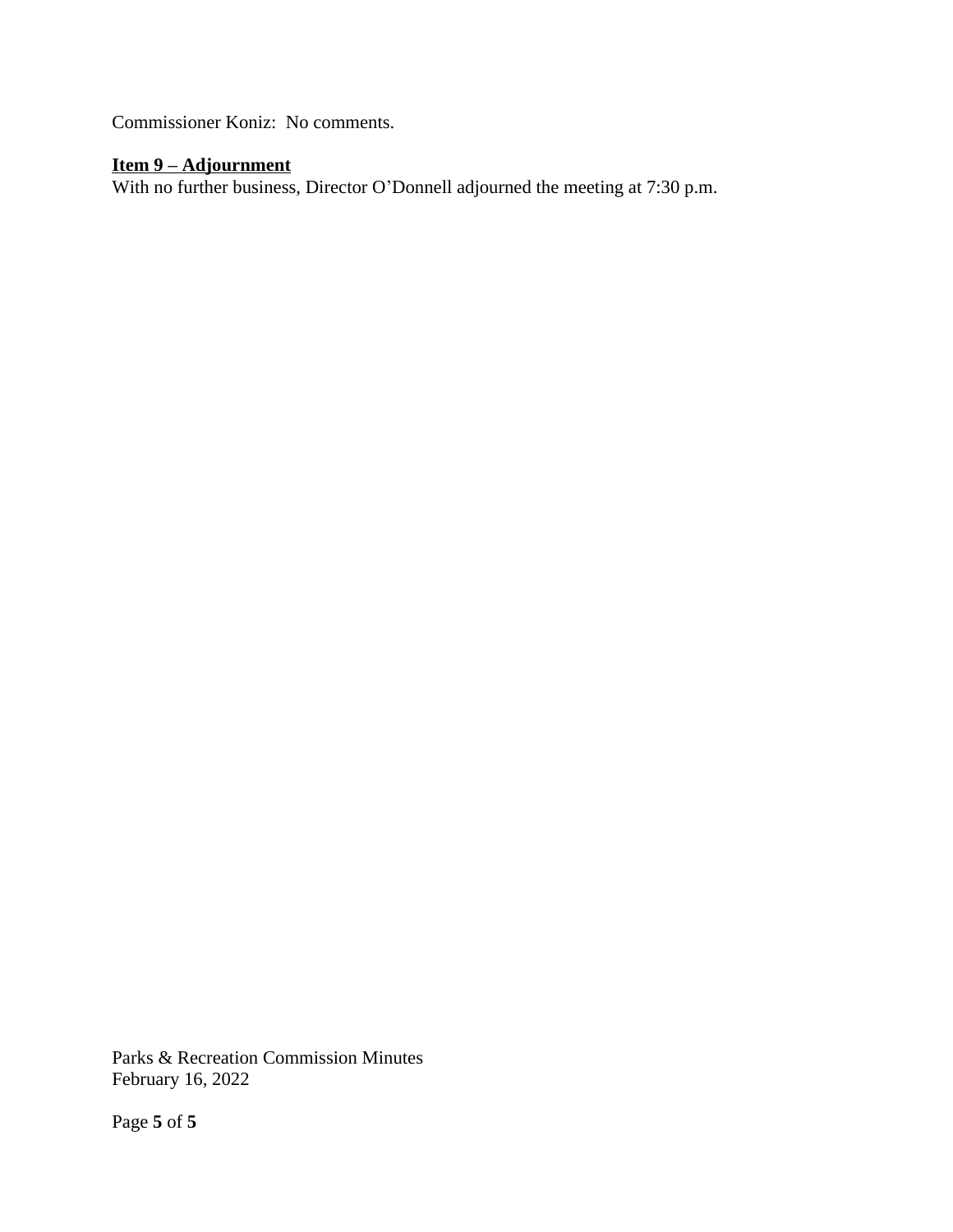Commissioner Koniz: No comments.

**Item 9 – Adjournment**

With no further business, Director O'Donnell adjourned the meeting at 7:30 p.m.